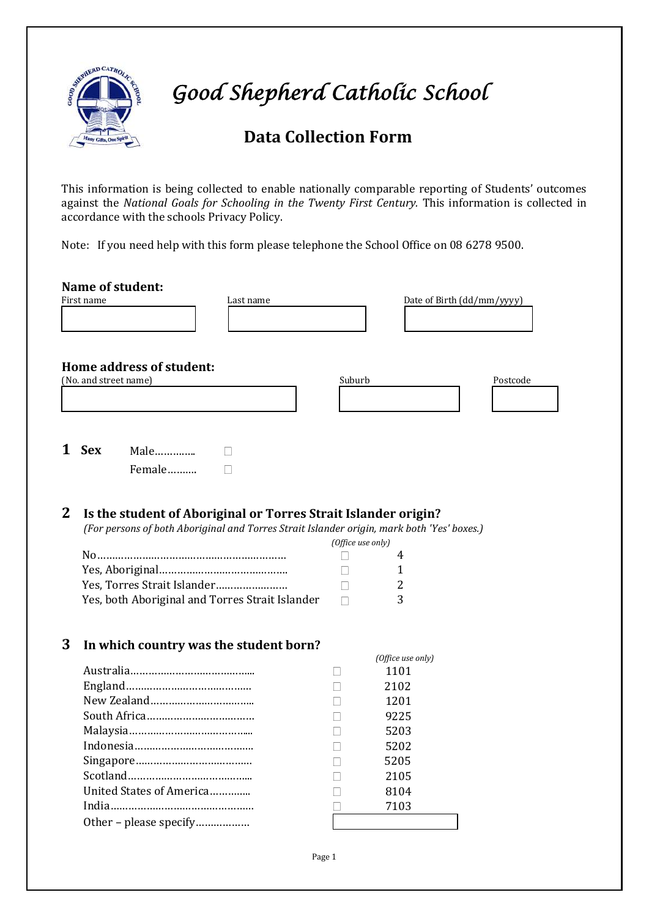# *Good Shepherd Catholic School*

## Data Collection Form

This information is being collected to enable nationally comparable reporting of Students' outcomes against the *National Goals for Schooling in the Twenty First Century.* This information is collected in accordance with the schools Privacy Policy.

Note: If you need help with this form please telephone the School Office on 08 6278 9500.

### Name of student:

| First name | Last name | Date of Birth (dd/mm/yyyy) |
|---|---|---|
| | | |

### Home address of student:

| (No. and street name) | Suburb | Postcode |
|---|---|---|
| | | |

**1 Sex**

Male………….. ☐

Female………. ☐

**2 Is the student of Aboriginal or Torres Strait Islander origin?**

*(For persons of both Aboriginal and Torres Strait Islander origin, mark both 'Yes' boxes.)*

| | | *(Office use only)* |
|---|---|---|
| No……………………………………………………… | ☐ | 4 |
| Yes, Aboriginal…………………………………….. | ☐ | 1 |
| Yes, Torres Strait Islander…………………… | ☐ | 2 |
| Yes, both Aboriginal and Torres Strait Islander | ☐ | 3 |

**3 In which country was the student born?**

| | | *(Office use only)* |
|---|---|---|
| Australia…………………………………... | ☐ | 1101 |
| England…………………………………… | ☐ | 2102 |
| New Zealand……………………………... | ☐ | 1201 |
| South Africa……………………………… | ☐ | 9225 |
| Malaysia…………………………………... | ☐ | 5203 |
| Indonesia…………………………………. | ☐ | 5202 |
| Singapore…………………………………. | ☐ | 5205 |
| Scotland…………………………………... | ☐ | 2105 |
| United States of America………….. | ☐ | 8104 |
| India………………………………………... | ☐ | 7103 |
| Other – please specify……………… | | |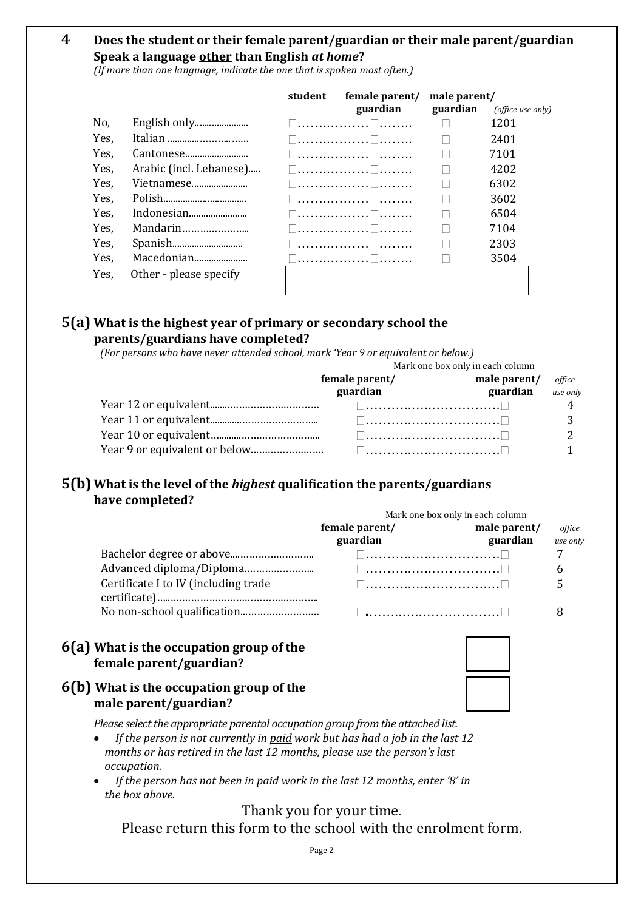## 4 Does the student or their female parent/guardian or their male parent/guardian Speak a language <u>other</u> than English *at home*?

*(If more than one language, indicate the one that is spoken most often.)*

| | | student | female parent/ guardian | male parent/ guardian | *(office use only)* |
|---|---|---|---|---|---|
| No, | English only | ☐ | ☐ | ☐ | 1201 |
| Yes, | Italian | ☐ | ☐ | ☐ | 2401 |
| Yes, | Cantonese | ☐ | ☐ | ☐ | 7101 |
| Yes, | Arabic (incl. Lebanese) | ☐ | ☐ | ☐ | 4202 |
| Yes, | Vietnamese | ☐ | ☐ | ☐ | 6302 |
| Yes, | Polish | ☐ | ☐ | ☐ | 3602 |
| Yes, | Indonesian | ☐ | ☐ | ☐ | 6504 |
| Yes, | Mandarin | ☐ | ☐ | ☐ | 7104 |
| Yes, | Spanish | ☐ | ☐ | ☐ | 2303 |
| Yes, | Macedonian | ☐ | ☐ | ☐ | 3504 |
| Yes, | Other - please specify | | | | |

## 5(a) What is the highest year of primary or secondary school the parents/guardians have completed?

*(For persons who have never attended school, mark 'Year 9 or equivalent or below.)*

Mark one box only in each column

| | female parent/ guardian | male parent/ guardian | *office use only* |
|---|---|---|---|
| Year 12 or equivalent | ☐ | ☐ | 4 |
| Year 11 or equivalent | ☐ | ☐ | 3 |
| Year 10 or equivalent | ☐ | ☐ | 2 |
| Year 9 or equivalent or below | ☐ | ☐ | 1 |

## 5(b) What is the level of the *highest* qualification the parents/guardians have completed?

Mark one box only in each column

| | female parent/ guardian | male parent/ guardian | *office use only* |
|---|---|---|---|
| Bachelor degree or above | ☐ | ☐ | 7 |
| Advanced diploma/Diploma | ☐ | ☐ | 6 |
| Certificate I to IV (including trade certificate) | ☐ | ☐ | 5 |
| No non-school qualification | ☐ | ☐ | 8 |

## 6(a) What is the occupation group of the female parent/guardian?

## 6(b) What is the occupation group of the male parent/guardian?

*Please select the appropriate parental occupation group from the attached list.*

- *If the person is not currently in <u>paid</u> work but has had a job in the last 12 months or has retired in the last 12 months, please use the person's last occupation.*
- *If the person has not been in <u>paid</u> work in the last 12 months, enter '8' in the box above.*

Thank you for your time.

Please return this form to the school with the enrolment form.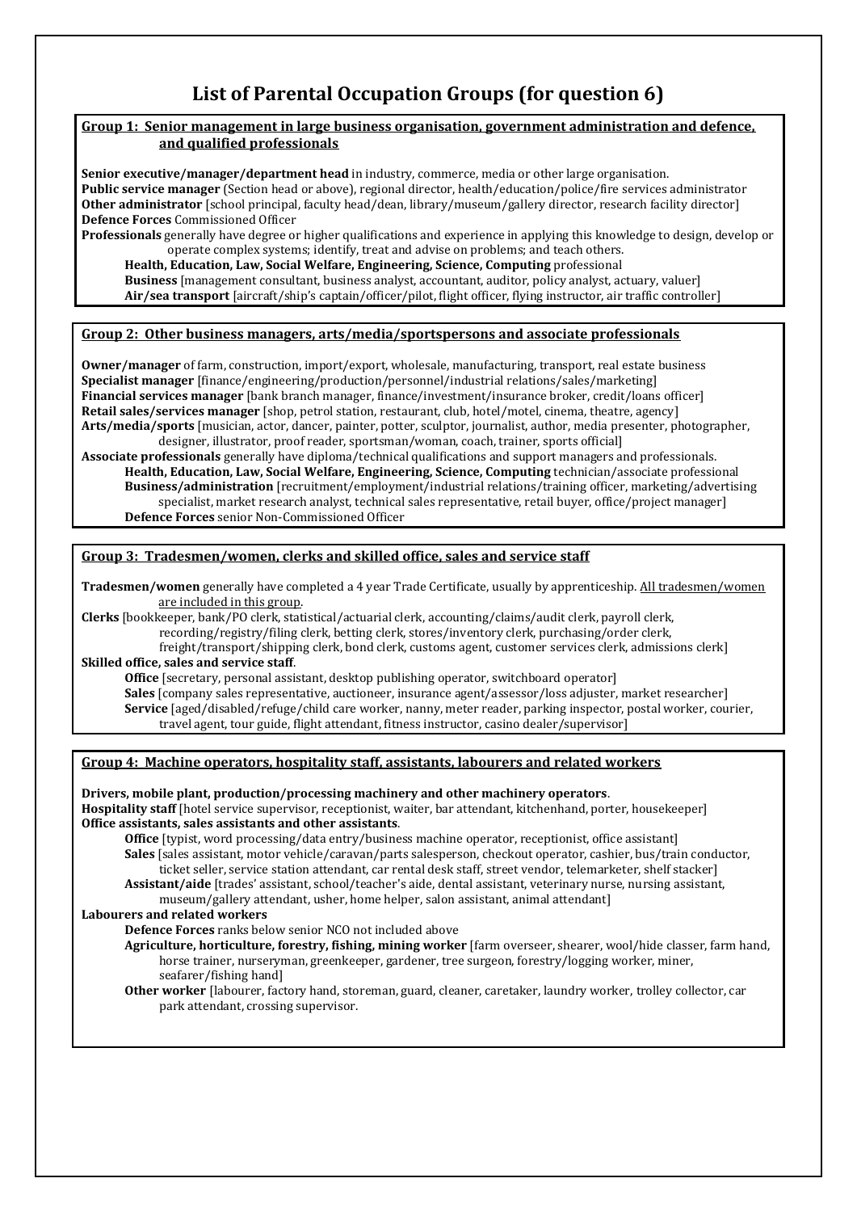# List of Parental Occupation Groups (for question 6)

## Group 1: Senior management in large business organisation, government administration and defence, and qualified professionals

**Senior executive/manager/department head** in industry, commerce, media or other large organisation.
**Public service manager** (Section head or above), regional director, health/education/police/fire services administrator
**Other administrator** [school principal, faculty head/dean, library/museum/gallery director, research facility director]
**Defence Forces** Commissioned Officer
**Professionals** generally have degree or higher qualifications and experience in applying this knowledge to design, develop or operate complex systems; identify, treat and advise on problems; and teach others.

- **Health, Education, Law, Social Welfare, Engineering, Science, Computing** professional
- **Business** [management consultant, business analyst, accountant, auditor, policy analyst, actuary, valuer]
- **Air/sea transport** [aircraft/ship's captain/officer/pilot, flight officer, flying instructor, air traffic controller]

## Group 2: Other business managers, arts/media/sportspersons and associate professionals

**Owner/manager** of farm, construction, import/export, wholesale, manufacturing, transport, real estate business
**Specialist manager** [finance/engineering/production/personnel/industrial relations/sales/marketing]
**Financial services manager** [bank branch manager, finance/investment/insurance broker, credit/loans officer]
**Retail sales/services manager** [shop, petrol station, restaurant, club, hotel/motel, cinema, theatre, agency]
**Arts/media/sports** [musician, actor, dancer, painter, potter, sculptor, journalist, author, media presenter, photographer, designer, illustrator, proof reader, sportsman/woman, coach, trainer, sports official]
**Associate professionals** generally have diploma/technical qualifications and support managers and professionals.

- **Health, Education, Law, Social Welfare, Engineering, Science, Computing** technician/associate professional
- **Business/administration** [recruitment/employment/industrial relations/training officer, marketing/advertising specialist, market research analyst, technical sales representative, retail buyer, office/project manager]
- **Defence Forces** senior Non-Commissioned Officer

## Group 3: Tradesmen/women, clerks and skilled office, sales and service staff

**Tradesmen/women** generally have completed a 4 year Trade Certificate, usually by apprenticeship. <u>All tradesmen/women are included in this group</u>.
**Clerks** [bookkeeper, bank/PO clerk, statistical/actuarial clerk, accounting/claims/audit clerk, payroll clerk, recording/registry/filing clerk, betting clerk, stores/inventory clerk, purchasing/order clerk, freight/transport/shipping clerk, bond clerk, customs agent, customer services clerk, admissions clerk]
**Skilled office, sales and service staff**.

- **Office** [secretary, personal assistant, desktop publishing operator, switchboard operator]
- **Sales** [company sales representative, auctioneer, insurance agent/assessor/loss adjuster, market researcher]
- **Service** [aged/disabled/refuge/child care worker, nanny, meter reader, parking inspector, postal worker, courier, travel agent, tour guide, flight attendant, fitness instructor, casino dealer/supervisor]

## Group 4: Machine operators, hospitality staff, assistants, labourers and related workers

**Drivers, mobile plant, production/processing machinery and other machinery operators**.
**Hospitality staff** [hotel service supervisor, receptionist, waiter, bar attendant, kitchenhand, porter, housekeeper]
**Office assistants, sales assistants and other assistants**.

- **Office** [typist, word processing/data entry/business machine operator, receptionist, office assistant]
- **Sales** [sales assistant, motor vehicle/caravan/parts salesperson, checkout operator, cashier, bus/train conductor, ticket seller, service station attendant, car rental desk staff, street vendor, telemarketer, shelf stacker]
- **Assistant/aide** [trades' assistant, school/teacher's aide, dental assistant, veterinary nurse, nursing assistant, museum/gallery attendant, usher, home helper, salon assistant, animal attendant]

**Labourers and related workers**

- **Defence Forces** ranks below senior NCO not included above
- **Agriculture, horticulture, forestry, fishing, mining worker** [farm overseer, shearer, wool/hide classer, farm hand, horse trainer, nurseryman, greenkeeper, gardener, tree surgeon, forestry/logging worker, miner, seafarer/fishing hand]
- **Other worker** [labourer, factory hand, storeman, guard, cleaner, caretaker, laundry worker, trolley collector, car park attendant, crossing supervisor.